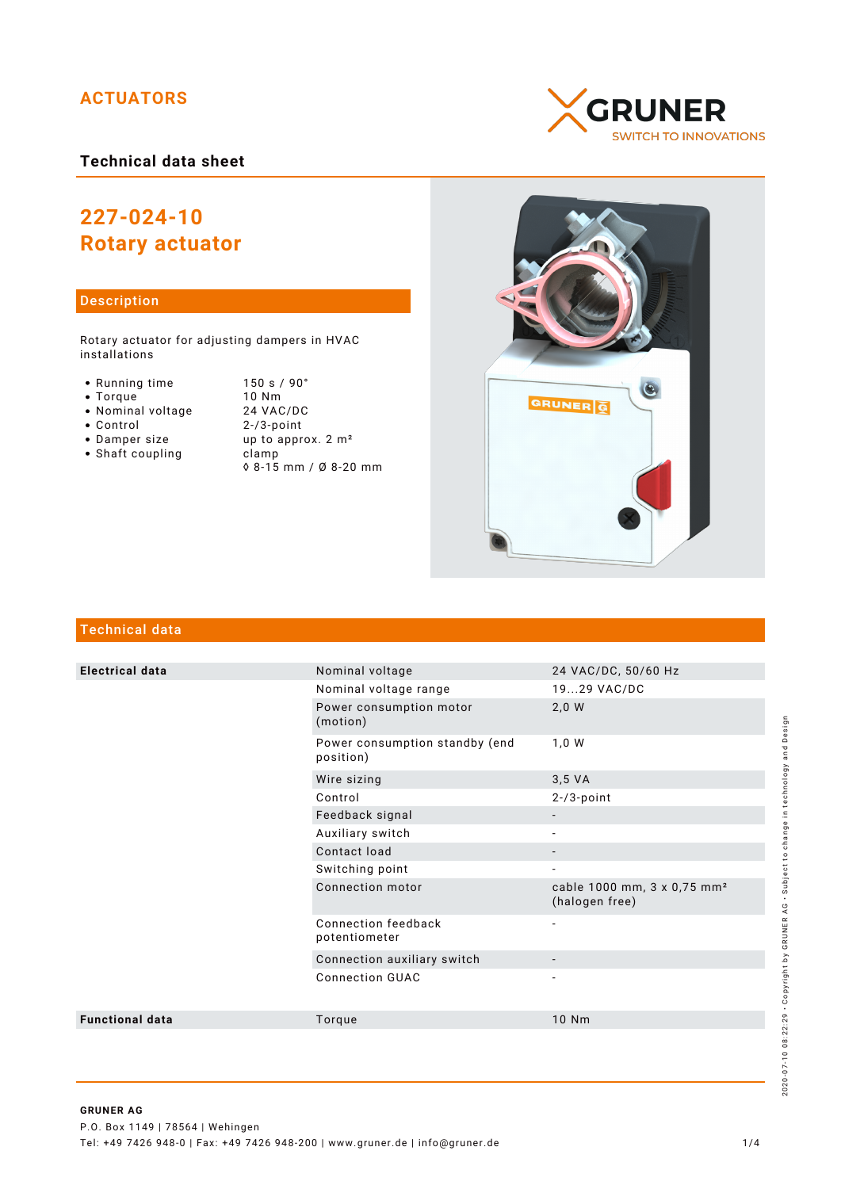ACTUATORS

GRUNER
SWITCH TO INNOVATIONS

**Technical data sheet**

# 227-024-10
# Rotary actuator

## Description

Rotary actuator for adjusting dampers in HVAC installations

- Running time — 150 s / 90°
- Torque — 10 Nm
- Nominal voltage — 24 VAC/DC
- Control — 2-/3-point
- Damper size — up to approx. 2 m²
- Shaft coupling — clamp ◊ 8-15 mm / Ø 8-20 mm

## Technical data

| | | |
|---|---|---|
| **Electrical data** | Nominal voltage | 24 VAC/DC, 50/60 Hz |
| | Nominal voltage range | 19...29 VAC/DC |
| | Power consumption motor (motion) | 2,0 W |
| | Power consumption standby (end position) | 1,0 W |
| | Wire sizing | 3,5 VA |
| | Control | 2-/3-point |
| | Feedback signal | - |
| | Auxiliary switch | - |
| | Contact load | - |
| | Switching point | - |
| | Connection motor | cable 1000 mm, 3 x 0,75 mm² (halogen free) |
| | Connection feedback potentiometer | - |
| | Connection auxiliary switch | - |
| | Connection GUAC | - |
| **Functional data** | Torque | 10 Nm |

**GRUNER AG**
P.O. Box 1149 | 78564 | Wehingen
Tel: +49 7426 948-0 | Fax: +49 7426 948-200 | www.gruner.de | info@gruner.de

2020-07-10 08:22:29 • Copyright by GRUNER AG • Subject to change in technology and Design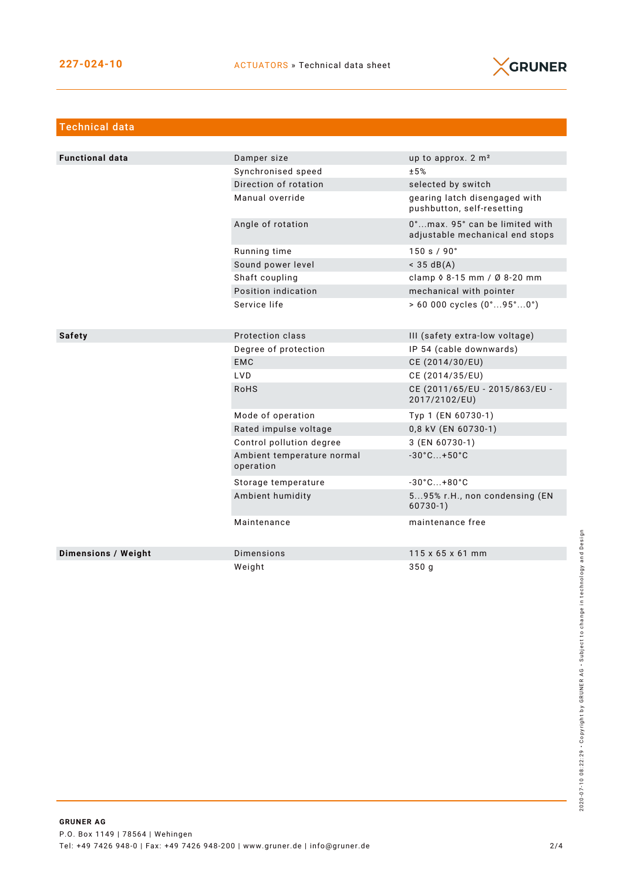227-024-10

ACTUATORS » Technical data sheet

## Technical data

| | | |
|---|---|---|
| **Functional data** | Damper size | up to approx. 2 m² |
| | Synchronised speed | ±5% |
| | Direction of rotation | selected by switch |
| | Manual override | gearing latch disengaged with pushbutton, self-resetting |
| | Angle of rotation | 0°...max. 95° can be limited with adjustable mechanical end stops |
| | Running time | 150 s / 90° |
| | Sound power level | < 35 dB(A) |
| | Shaft coupling | clamp ◊ 8-15 mm / Ø 8-20 mm |
| | Position indication | mechanical with pointer |
| | Service life | > 60 000 cycles (0°...95°...0°) |
| **Safety** | Protection class | III (safety extra-low voltage) |
| | Degree of protection | IP 54 (cable downwards) |
| | EMC | CE (2014/30/EU) |
| | LVD | CE (2014/35/EU) |
| | RoHS | CE (2011/65/EU - 2015/863/EU - 2017/2102/EU) |
| | Mode of operation | Typ 1 (EN 60730-1) |
| | Rated impulse voltage | 0,8 kV (EN 60730-1) |
| | Control pollution degree | 3 (EN 60730-1) |
| | Ambient temperature normal operation | -30°C...+50°C |
| | Storage temperature | -30°C...+80°C |
| | Ambient humidity | 5...95% r.H., non condensing (EN 60730-1) |
| | Maintenance | maintenance free |
| **Dimensions / Weight** | Dimensions | 115 x 65 x 61 mm |
| | Weight | 350 g |

**GRUNER AG**
P.O. Box 1149 | 78564 | Wehingen
Tel: +49 7426 948-0 | Fax: +49 7426 948-200 | www.gruner.de | info@gruner.de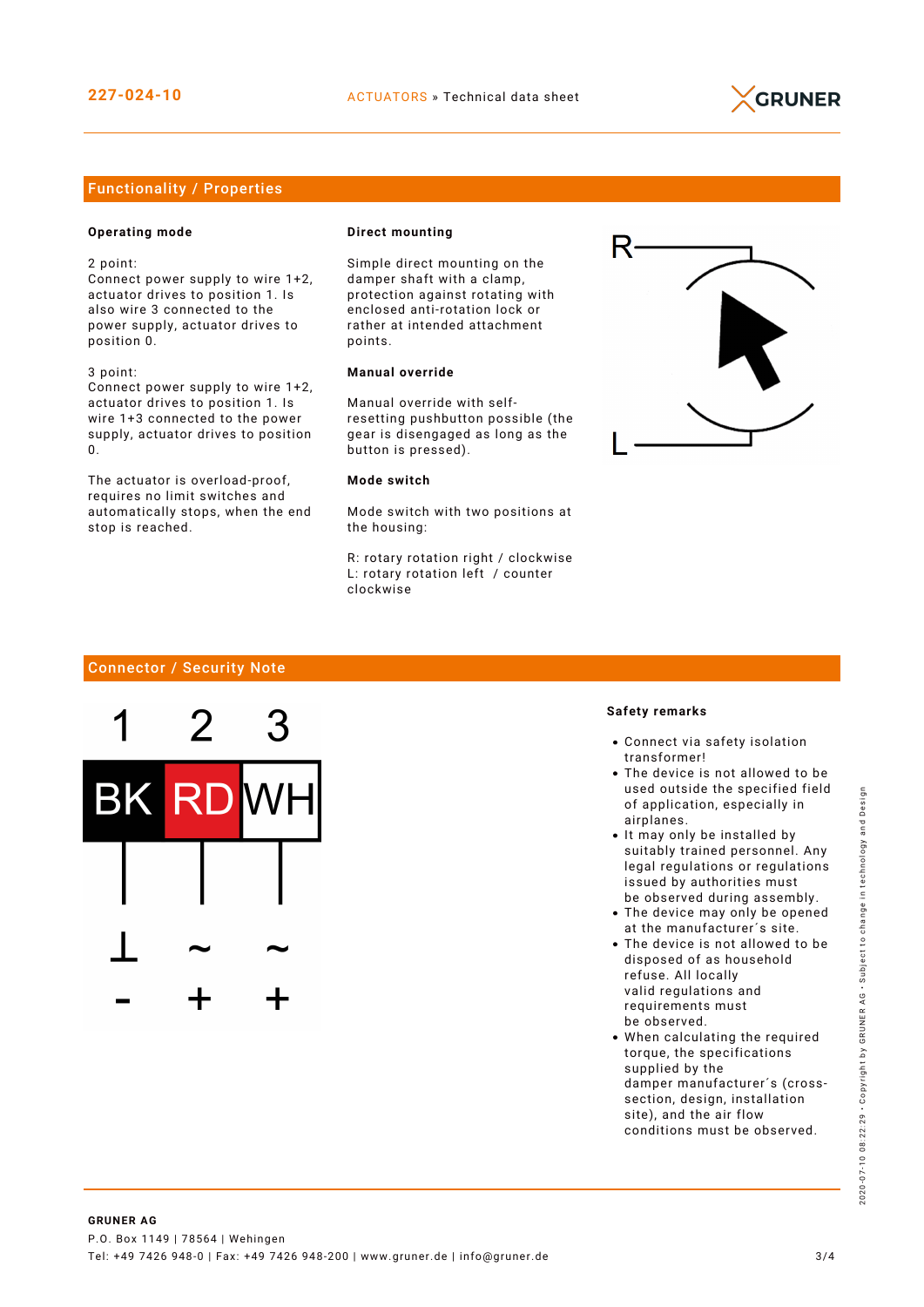## Functionality / Properties

### Operating mode

2 point:
Connect power supply to wire 1+2, actuator drives to position 1. Is also wire 3 connected to the power supply, actuator drives to position 0.

3 point:
Connect power supply to wire 1+2, actuator drives to position 1. Is wire 1+3 connected to the power supply, actuator drives to position 0.

The actuator is overload-proof, requires no limit switches and automatically stops, when the end stop is reached.

### Direct mounting

Simple direct mounting on the damper shaft with a clamp, protection against rotating with enclosed anti-rotation lock or rather at intended attachment points.

### Manual override

Manual override with self-resetting pushbutton possible (the gear is disengaged as long as the button is pressed).

### Mode switch

Mode switch with two positions at the housing:

R: rotary rotation right / clockwise
L: rotary rotation left / counter clockwise

## Connector / Security Note

| 1 | 2 | 3 |
|---|---|---|
| BK | RD | WH |
| ⊥ | ~ | ~ |
| - | + | + |

### Safety remarks

- Connect via safety isolation transformer!
- The device is not allowed to be used outside the specified field of application, especially in airplanes.
- It may only be installed by suitably trained personnel. Any legal regulations or regulations issued by authorities must be observed during assembly.
- The device may only be opened at the manufacturer´s site.
- The device is not allowed to be disposed of as household refuse. All locally valid regulations and requirements must be observed.
- When calculating the required torque, the specifications supplied by the damper manufacturer´s (cross-section, design, installation site), and the air flow conditions must be observed.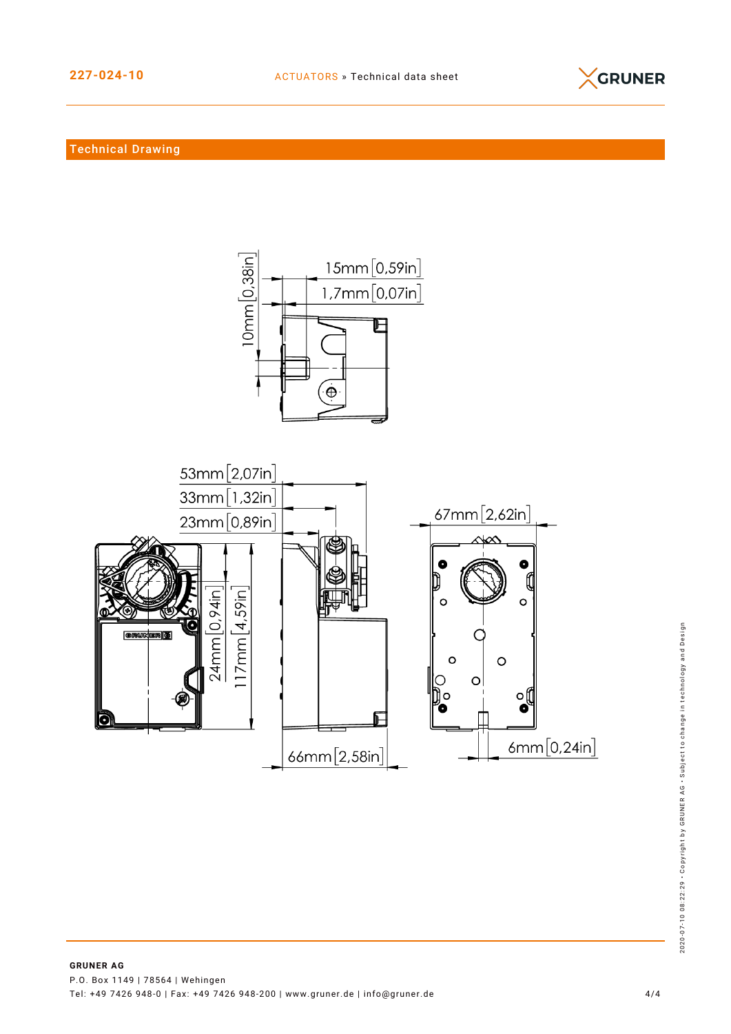## Technical Drawing

15mm [0,59in]
1,7mm [0,07in]
10mm [0,38in]

53mm [2,07in]
33mm [1,32in]
23mm [0,89in]
24mm [0,94in]
117mm [4,59in]
66mm [2,58in]
67mm [2,62in]
6mm [0,24in]

**GRUNER AG**
P.O. Box 1149 | 78564 | Wehingen
Tel: +49 7426 948-0 | Fax: +49 7426 948-200 | www.gruner.de | info@gruner.de